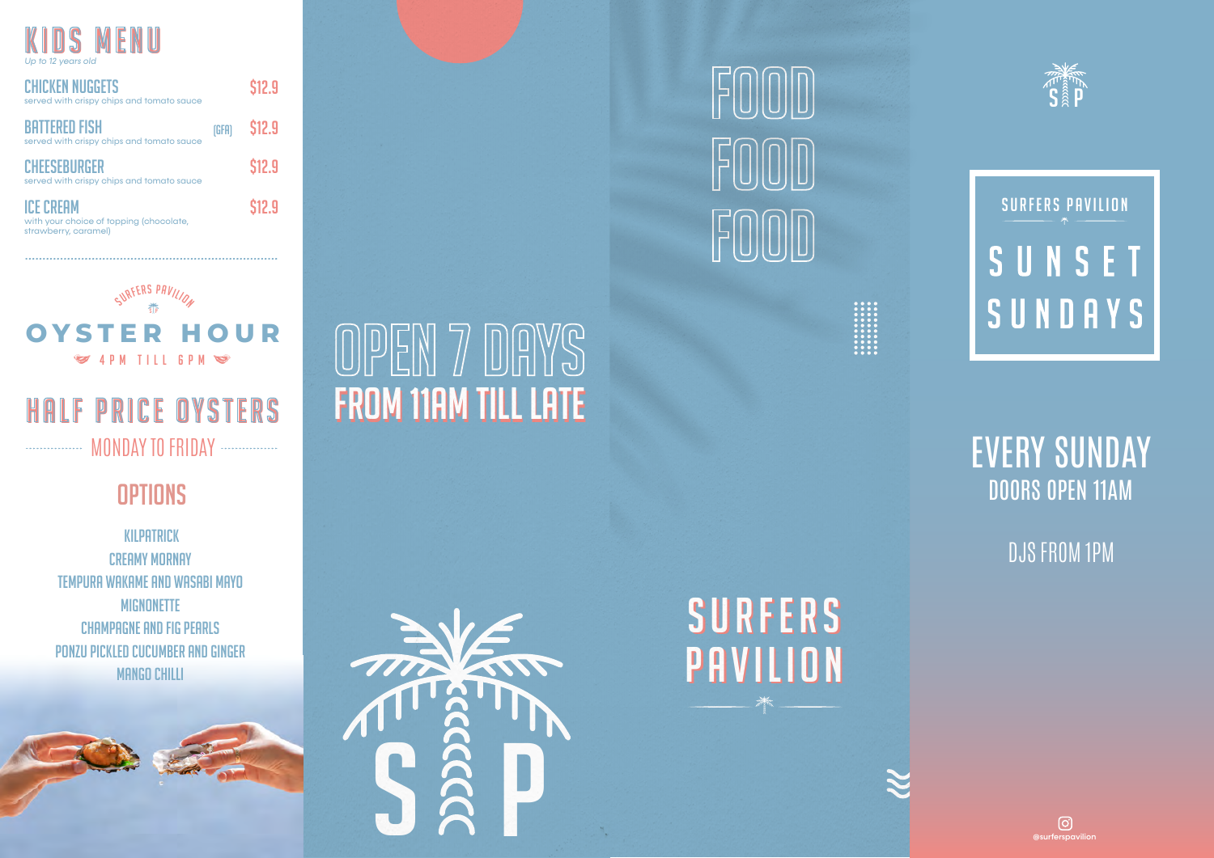# KIDS MENU

*Up to 12 years old*

| Item | | Price |
|---|---|---|
| **CHICKEN NUGGETS** served with crispy chips and tomato sauce | | $12.9 |
| **BATTERED FISH** served with crispy chips and tomato sauce | (GFA) | $12.9 |
| **CHEESEBURGER** served with crispy chips and tomato sauce | | $12.9 |
| **ICE CREAM** with your choice of topping (chocolate, strawberry, caramel) | | $12.9 |

SURFERS PAVILION

S P

# OYSTER HOUR

4PM TILL 6PM

## HALF PRICE OYSTERS

MONDAY TO FRIDAY

### OPTIONS

- KILPATRICK
- CREAMY MORNAY
- TEMPURA WAKAME AND WASABI MAYO
- MIGNONETTE
- CHAMPAGNE AND FIG PEARLS
- PONZU PICKLED CUCUMBER AND GINGER
- MANGO CHILLI

# OPEN 7 DAYS

## FROM 11AM TILL LATE

S P

# FOOD
# FOOD
# FOOD

# SURFERS PAVILION

S P

SURFERS PAVILION

# SUNSET SUNDAYS

## EVERY SUNDAY

DOORS OPEN 11AM

DJS FROM 1PM

@surferspavilion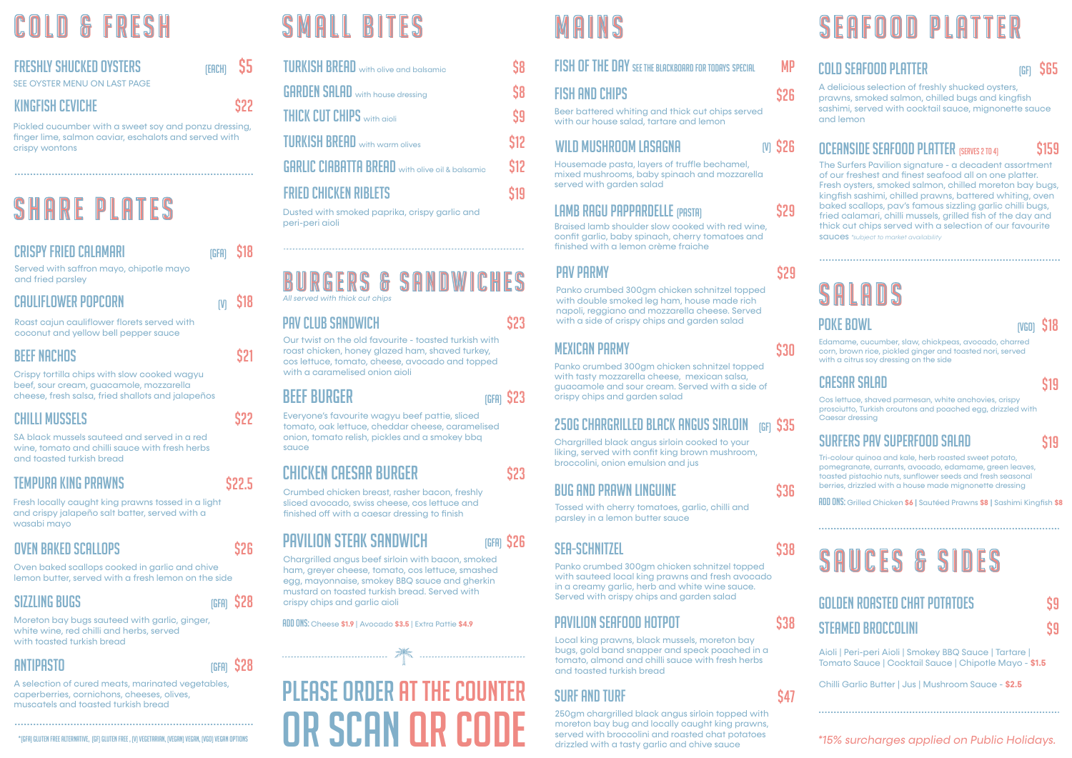# COLD & FRESH

### FRESHLY SHUCKED OYSTERS (EACH) $5

SEE OYSTER MENU ON LAST PAGE

### KINGFISH CEVICHE $22

Pickled cucumber with a sweet soy and ponzu dressing, finger lime, salmon caviar, eschalots and served with crispy wontons

# SHARE PLATES

### CRISPY FRIED CALAMARI (GFA) $18

Served with saffron mayo, chipotle mayo and fried parsley

### CAULIFLOWER POPCORN (V) $18

Roast cajun cauliflower florets served with coconut and yellow bell pepper sauce

### BEEF NACHOS $21

Crispy tortilla chips with slow cooked wagyu beef, sour cream, guacamole, mozzarella cheese, fresh salsa, fried shallots and jalapeños

### CHILLI MUSSELS $22

SA black mussels sauteed and served in a red wine, tomato and chilli sauce with fresh herbs and toasted turkish bread

### TEMPURA KING PRAWNS $22.5

Fresh locally caught king prawns tossed in a light and crispy jalapeño salt batter, served with a wasabi mayo

### OVEN BAKED SCALLOPS $26

Oven baked scallops cooked in garlic and chive lemon butter, served with a fresh lemon on the side

### SIZZLING BUGS (GFA) $28

Moreton bay bugs sauteed with garlic, ginger, white wine, red chilli and herbs, served with toasted turkish bread

### ANTIPASTO (GFA) $28

A selection of cured meats, marinated vegetables, caperberries, cornichons, cheeses, olives, muscatels and toasted turkish bread

*(GFA) GLUTEN FREE ALTERNATIVE, (GF) GLUTEN FREE, (V) VEGETARIAN, (VEGAN) VEGAN, (VGO) VEGAN OPTIONS

# SMALL BITES

- TURKISH BREAD with olive and balsamic $8
- GARDEN SALAD with house dressing $8
- THICK CUT CHIPS with aioli $9
- TURKISH BREAD with warm olives $12
- GARLIC CIABATTA BREAD with olive oil & balsamic $12

### FRIED CHICKEN RIBLETS $19

Dusted with smoked paprika, crispy garlic and peri-peri aioli

# BURGERS & SANDWICHES

*All served with thick cut chips*

### PAV CLUB SANDWICH $23

Our twist on the old favourite - toasted turkish with roast chicken, honey glazed ham, shaved turkey, cos lettuce, tomato, cheese, avocado and topped with a caramelised onion aioli

### BEEF BURGER (GFA) $23

Everyone's favourite wagyu beef pattie, sliced tomato, oak lettuce, cheddar cheese, caramelised onion, tomato relish, pickles and a smokey bbq sauce

### CHICKEN CAESAR BURGER $23

Crumbed chicken breast, rasher bacon, freshly sliced avocado, swiss cheese, cos lettuce and finished off with a caesar dressing to finish

### PAVILION STEAK SANDWICH (GFA) $26

Chargrilled angus beef sirloin with bacon, smoked ham, greyer cheese, tomato, cos lettuce, smashed egg, mayonnaise, smokey BBQ sauce and gherkin mustard on toasted turkish bread. Served with crispy chips and garlic aioli

ADD ONS: Cheese $1.9 | Avocado $3.5 | Extra Pattie $4.9

PLEASE ORDER AT THE COUNTER OR SCAN QR CODE

# MAINS

### FISH OF THE DAY SEE THE BLACKBOARD FOR TODAYS SPECIAL MP

### FISH AND CHIPS $26

Beer battered whiting and thick cut chips served with our house salad, tartare and lemon

### WILD MUSHROOM LASAGNA (V) $26

Housemade pasta, layers of truffle bechamel, mixed mushrooms, baby spinach and mozzarella served with garden salad

### LAMB RAGU PAPPARDELLE (PASTA) $29

Braised lamb shoulder slow cooked with red wine, confit garlic, baby spinach, cherry tomatoes and finished with a lemon crème fraiche

### PAV PARMY $29

Panko crumbed 300gm chicken schnitzel topped with double smoked leg ham, house made rich napoli, reggiano and mozzarella cheese. Served with a side of crispy chips and garden salad

### MEXICAN PARMY $30

Panko crumbed 300gm chicken schnitzel topped with tasty mozzarella cheese, mexican salsa, guacamole and sour cream. Served with a side of crispy chips and garden salad

### 250G CHARGRILLED BLACK ANGUS SIRLOIN (GF) $35

Chargrilled black angus sirloin cooked to your liking, served with confit king brown mushroom, broccolini, onion emulsion and jus

### BUG AND PRAWN LINGUINE $36

Tossed with cherry tomatoes, garlic, chilli and parsley in a lemon butter sauce

### SEA-SCHNITZEL $38

Panko crumbed 300gm chicken schnitzel topped with sauteed local king prawns and fresh avocado in a creamy garlic, herb and white wine sauce. Served with crispy chips and garden salad

### PAVILION SEAFOOD HOTPOT $38

Local king prawns, black mussels, moreton bay bugs, gold band snapper and speck poached in a tomato, almond and chilli sauce with fresh herbs and toasted turkish bread

### SURF AND TURF $47

250gm chargrilled black angus sirloin topped with moreton bay bug and locally caught king prawns, served with broccolini and roasted chat potatoes drizzled with a tasty garlic and chive sauce

# SEAFOOD PLATTER

### COLD SEAFOOD PLATTER (GF) $65

A delicious selection of freshly shucked oysters, prawns, smoked salmon, chilled bugs and kingfish sashimi, served with cocktail sauce, mignonette sauce and lemon

### OCEANSIDE SEAFOOD PLATTER (SERVES 2 TO 4) $159

The Surfers Pavilion signature - a decadent assortment of our freshest and finest seafood all on one platter. Fresh oysters, smoked salmon, chilled moreton bay bugs, kingfish sashimi, chilled prawns, battered whiting, oven baked scallops, pav's famous sizzling garlic chilli bugs, fried calamari, chilli mussels, grilled fish of the day and thick cut chips served with a selection of our favourite sauces *subject to market availability

# SALADS

### POKE BOWL (VGO) $18

Edamame, cucumber, slaw, chickpeas, avocado, charred corn, brown rice, pickled ginger and toasted nori, served with a citrus soy dressing on the side

### CAESAR SALAD $19

Cos lettuce, shaved parmesan, white anchovies, crispy prosciutto, Turkish croutons and poached egg, drizzled with Caesar dressing

### SURFERS PAV SUPERFOOD SALAD $19

Tri-colour quinoa and kale, herb roasted sweet potato, pomegranate, currants, avocado, edamame, green leaves, toasted pistachio nuts, sunflower seeds and fresh seasonal berries, drizzled with a house made mignonette dressing

ADD ONS: Grilled Chicken $6 | Sautéed Prawns $8 | Sashimi Kingfish $8

# SAUCES & SIDES

- GOLDEN ROASTED CHAT POTATOES $9
- STEAMED BROCCOLINI $9

Aioli | Peri-peri Aioli | Smokey BBQ Sauce | Tartare | Tomato Sauce | Cocktail Sauce | Chipotle Mayo - $1.5

Chilli Garlic Butter | Jus | Mushroom Sauce - $2.5

*\*15% surcharges applied on Public Holidays.*